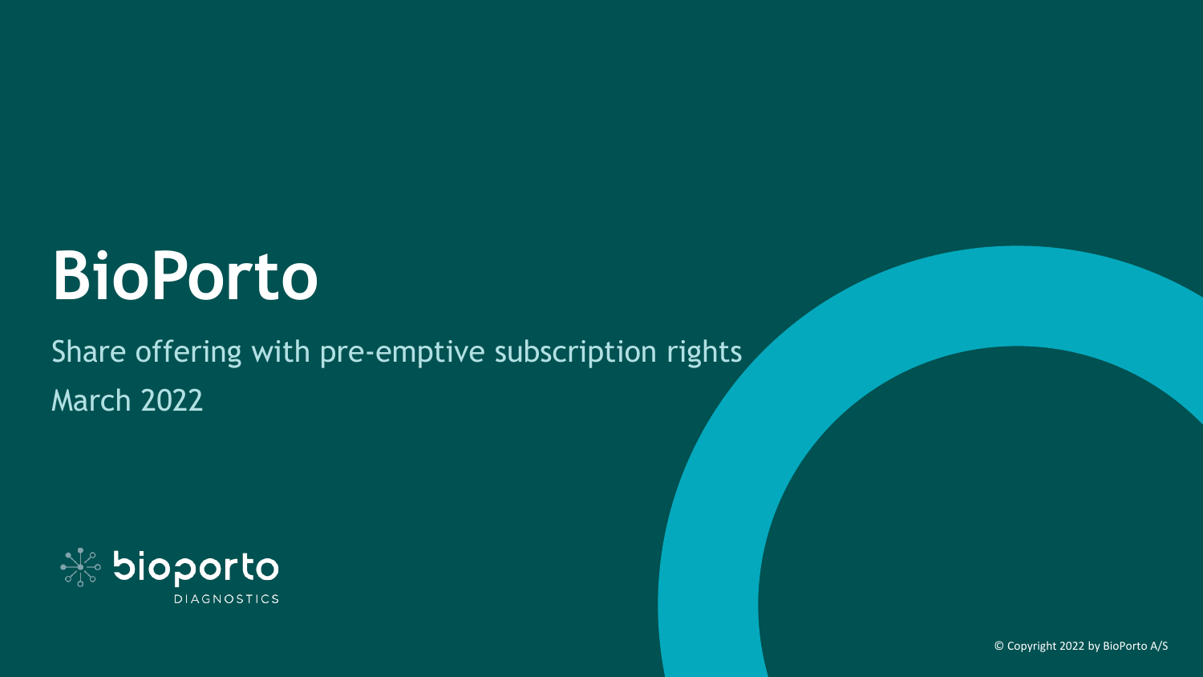# BioPorto

Share offering with pre-emptive subscription rights

March 2022

bioporto DIAGNOSTICS

© Copyright 2022 by BioPorto A/S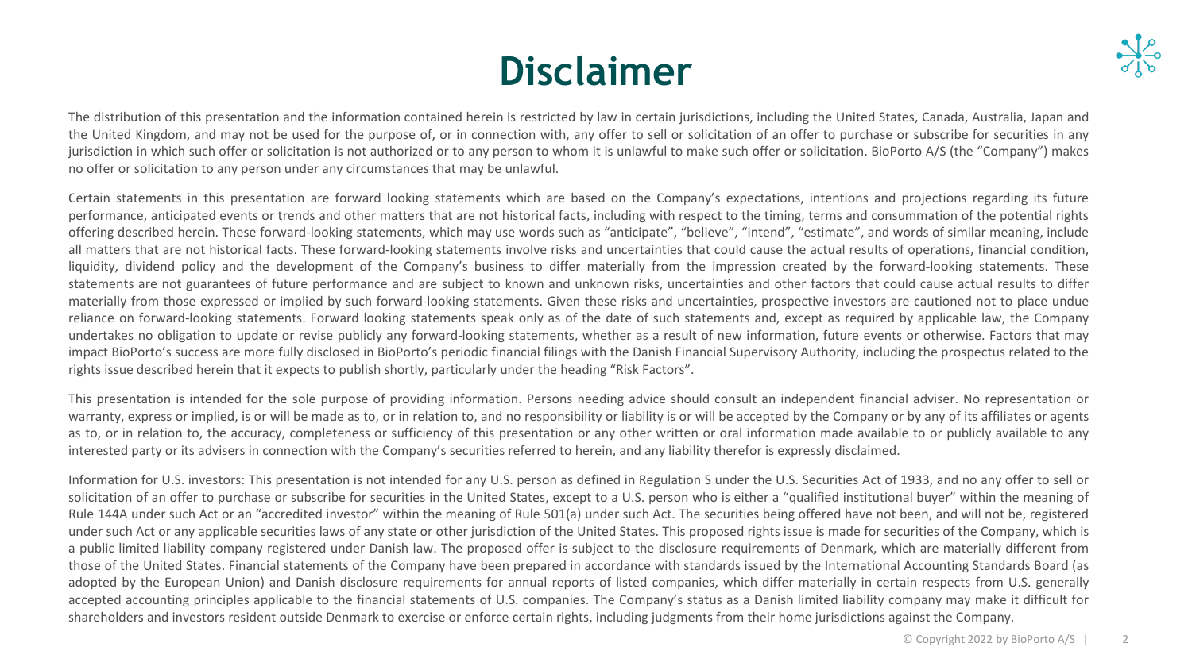# Disclaimer

The distribution of this presentation and the information contained herein is restricted by law in certain jurisdictions, including the United States, Canada, Australia, Japan and the United Kingdom, and may not be used for the purpose of, or in connection with, any offer to sell or solicitation of an offer to purchase or subscribe for securities in any jurisdiction in which such offer or solicitation is not authorized or to any person to whom it is unlawful to make such offer or solicitation. BioPorto A/S (the "Company") makes no offer or solicitation to any person under any circumstances that may be unlawful.

Certain statements in this presentation are forward looking statements which are based on the Company's expectations, intentions and projections regarding its future performance, anticipated events or trends and other matters that are not historical facts, including with respect to the timing, terms and consummation of the potential rights offering described herein. These forward-looking statements, which may use words such as "anticipate", "believe", "intend", "estimate", and words of similar meaning, include all matters that are not historical facts. These forward-looking statements involve risks and uncertainties that could cause the actual results of operations, financial condition, liquidity, dividend policy and the development of the Company's business to differ materially from the impression created by the forward-looking statements. These statements are not guarantees of future performance and are subject to known and unknown risks, uncertainties and other factors that could cause actual results to differ materially from those expressed or implied by such forward-looking statements. Given these risks and uncertainties, prospective investors are cautioned not to place undue reliance on forward-looking statements. Forward looking statements speak only as of the date of such statements and, except as required by applicable law, the Company undertakes no obligation to update or revise publicly any forward-looking statements, whether as a result of new information, future events or otherwise. Factors that may impact BioPorto's success are more fully disclosed in BioPorto's periodic financial filings with the Danish Financial Supervisory Authority, including the prospectus related to the rights issue described herein that it expects to publish shortly, particularly under the heading "Risk Factors".

This presentation is intended for the sole purpose of providing information. Persons needing advice should consult an independent financial adviser. No representation or warranty, express or implied, is or will be made as to, or in relation to, and no responsibility or liability is or will be accepted by the Company or by any of its affiliates or agents as to, or in relation to, the accuracy, completeness or sufficiency of this presentation or any other written or oral information made available to or publicly available to any interested party or its advisers in connection with the Company's securities referred to herein, and any liability therefor is expressly disclaimed.

Information for U.S. investors: This presentation is not intended for any U.S. person as defined in Regulation S under the U.S. Securities Act of 1933, and no any offer to sell or solicitation of an offer to purchase or subscribe for securities in the United States, except to a U.S. person who is either a "qualified institutional buyer" within the meaning of Rule 144A under such Act or an "accredited investor" within the meaning of Rule 501(a) under such Act. The securities being offered have not been, and will not be, registered under such Act or any applicable securities laws of any state or other jurisdiction of the United States. This proposed rights issue is made for securities of the Company, which is a public limited liability company registered under Danish law. The proposed offer is subject to the disclosure requirements of Denmark, which are materially different from those of the United States. Financial statements of the Company have been prepared in accordance with standards issued by the International Accounting Standards Board (as adopted by the European Union) and Danish disclosure requirements for annual reports of listed companies, which differ materially in certain respects from U.S. generally accepted accounting principles applicable to the financial statements of U.S. companies. The Company's status as a Danish limited liability company may make it difficult for shareholders and investors resident outside Denmark to exercise or enforce certain rights, including judgments from their home jurisdictions against the Company.

© Copyright 2022 by BioPorto A/S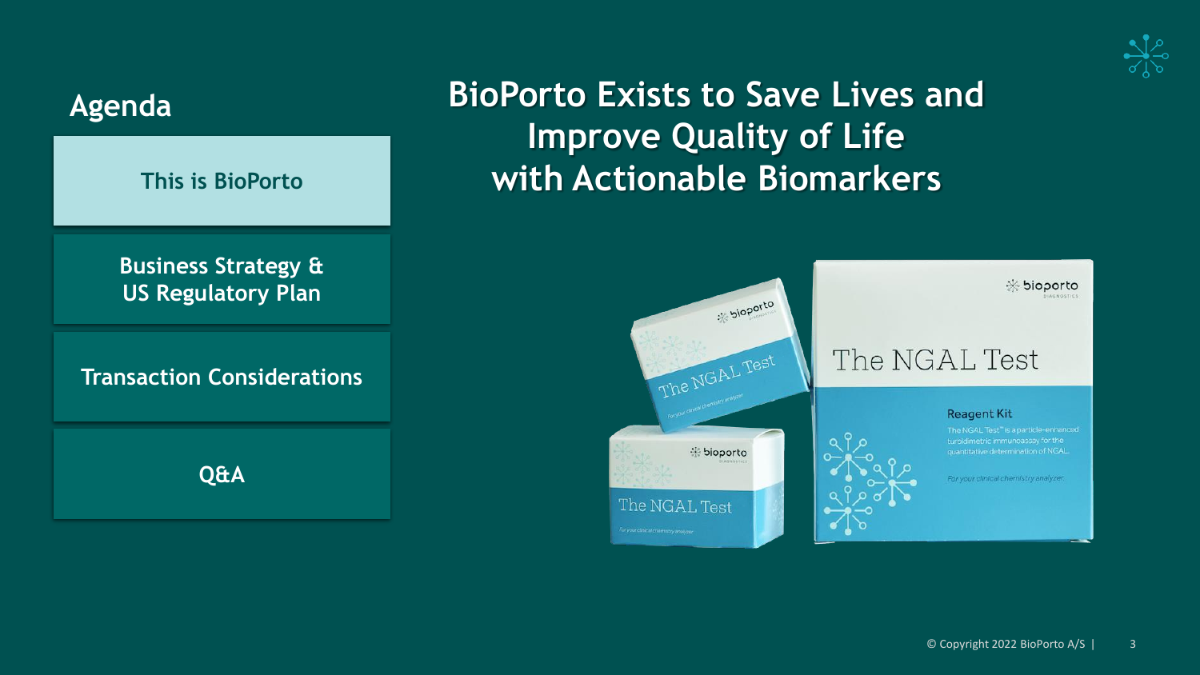## Agenda

- **This is BioPorto**
- **Business Strategy & US Regulatory Plan**
- **Transaction Considerations**
- **Q&A**

# BioPorto Exists to Save Lives and Improve Quality of Life with Actionable Biomarkers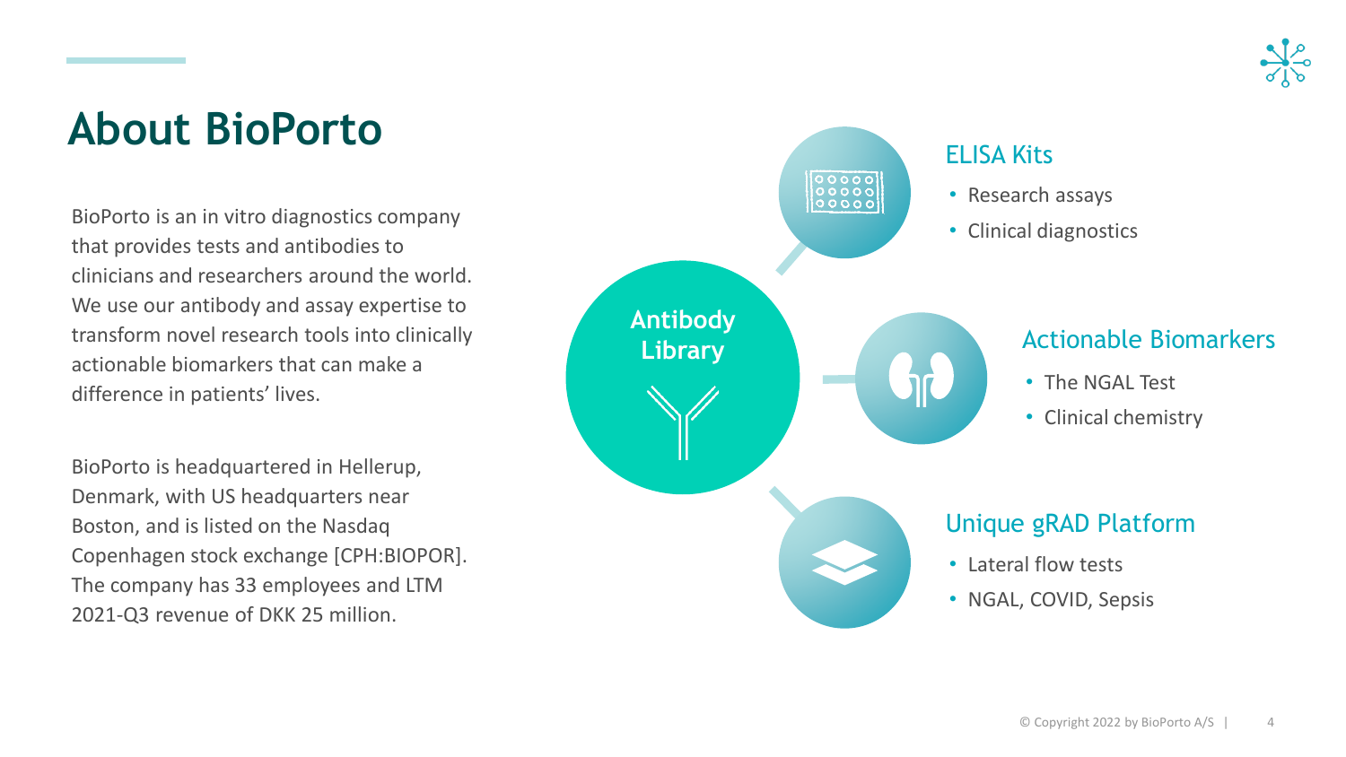# About BioPorto

BioPorto is an in vitro diagnostics company that provides tests and antibodies to clinicians and researchers around the world. We use our antibody and assay expertise to transform novel research tools into clinically actionable biomarkers that can make a difference in patients' lives.

BioPorto is headquartered in Hellerup, Denmark, with US headquarters near Boston, and is listed on the Nasdaq Copenhagen stock exchange [CPH:BIOPOR]. The company has 33 employees and LTM 2021-Q3 revenue of DKK 25 million.

**Antibody Library**

### ELISA Kits

- Research assays
- Clinical diagnostics

### Actionable Biomarkers

- The NGAL Test
- Clinical chemistry

### Unique gRAD Platform

- Lateral flow tests
- NGAL, COVID, Sepsis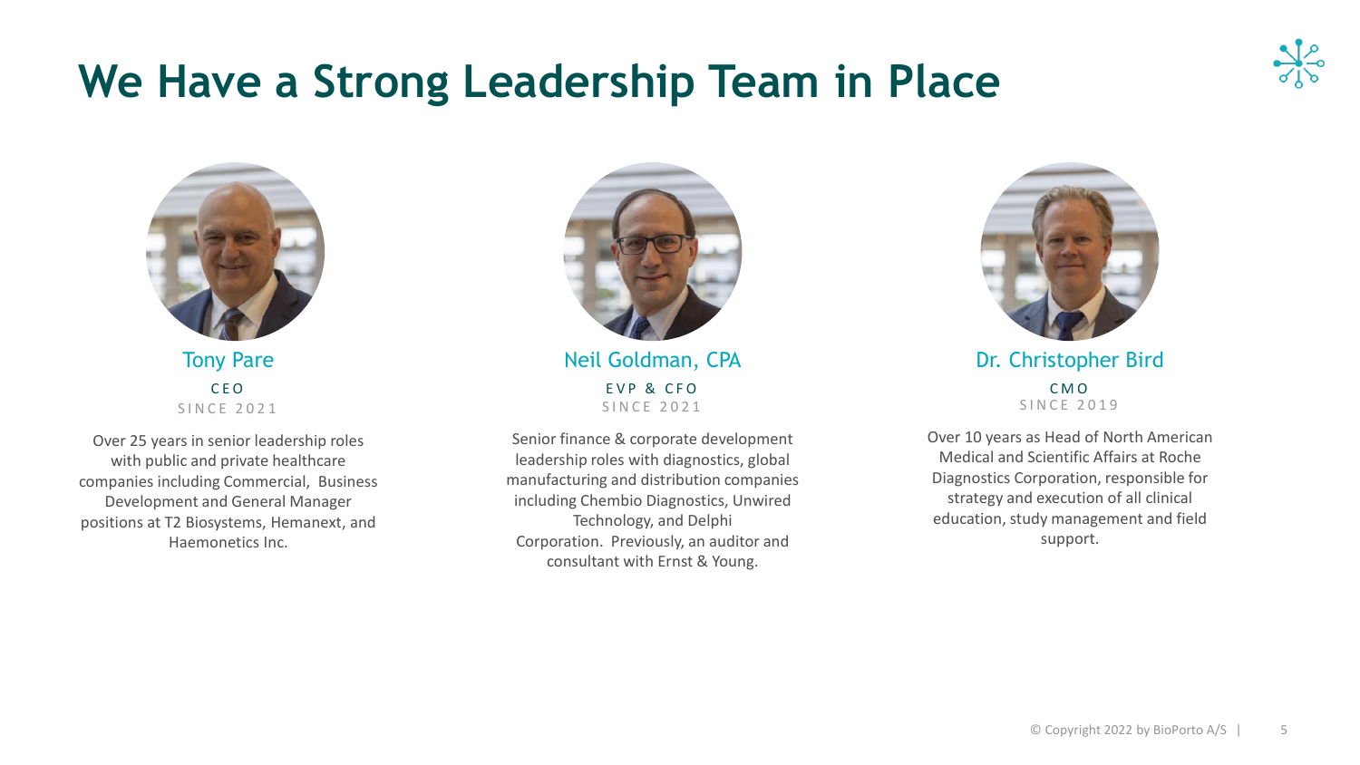# We Have a Strong Leadership Team in Place

### Tony Pare

CEO

SINCE 2021

Over 25 years in senior leadership roles with public and private healthcare companies including Commercial, Business Development and General Manager positions at T2 Biosystems, Hemanext, and Haemonetics Inc.

### Neil Goldman, CPA

EVP & CFO

SINCE 2021

Senior finance & corporate development leadership roles with diagnostics, global manufacturing and distribution companies including Chembio Diagnostics, Unwired Technology, and Delphi Corporation. Previously, an auditor and consultant with Ernst & Young.

### Dr. Christopher Bird

CMO

SINCE 2019

Over 10 years as Head of North American Medical and Scientific Affairs at Roche Diagnostics Corporation, responsible for strategy and execution of all clinical education, study management and field support.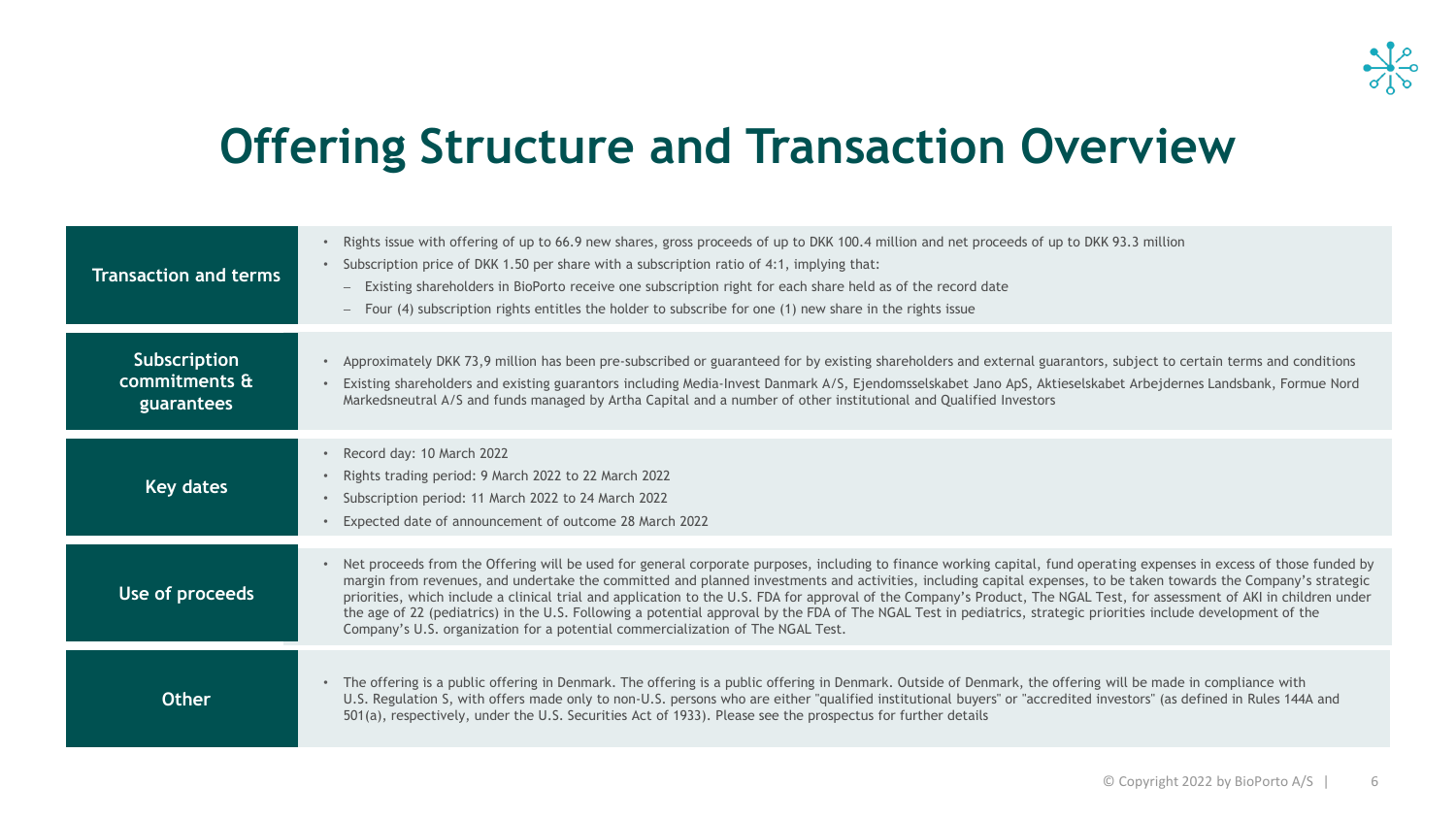# Offering Structure and Transaction Overview

| | |
|---|---|
| **Transaction and terms** | • Rights issue with offering of up to 66.9 new shares, gross proceeds of up to DKK 100.4 million and net proceeds of up to DKK 93.3 million<br>• Subscription price of DKK 1.50 per share with a subscription ratio of 4:1, implying that:<br>– Existing shareholders in BioPorto receive one subscription right for each share held as of the record date<br>– Four (4) subscription rights entitles the holder to subscribe for one (1) new share in the rights issue |
| **Subscription commitments & guarantees** | • Approximately DKK 73,9 million has been pre-subscribed or guaranteed for by existing shareholders and external guarantors, subject to certain terms and conditions<br>• Existing shareholders and existing guarantors including Media-Invest Danmark A/S, Ejendomsselskabet Jano ApS, Aktieselskabet Arbejdernes Landsbank, Formue Nord Markedsneutral A/S and funds managed by Artha Capital and a number of other institutional and Qualified Investors |
| **Key dates** | • Record day: 10 March 2022<br>• Rights trading period: 9 March 2022 to 22 March 2022<br>• Subscription period: 11 March 2022 to 24 March 2022<br>• Expected date of announcement of outcome 28 March 2022 |
| **Use of proceeds** | • Net proceeds from the Offering will be used for general corporate purposes, including to finance working capital, fund operating expenses in excess of those funded by margin from revenues, and undertake the committed and planned investments and activities, including capital expenses, to be taken towards the Company's strategic priorities, which include a clinical trial and application to the U.S. FDA for approval of the Company's Product, The NGAL Test, for assessment of AKI in children under the age of 22 (pediatrics) in the U.S. Following a potential approval by the FDA of The NGAL Test in pediatrics, strategic priorities include development of the Company's U.S. organization for a potential commercialization of The NGAL Test. |
| **Other** | • The offering is a public offering in Denmark. The offering is a public offering in Denmark. Outside of Denmark, the offering will be made in compliance with U.S. Regulation S, with offers made only to non-U.S. persons who are either "qualified institutional buyers" or "accredited investors" (as defined in Rules 144A and 501(a), respectively, under the U.S. Securities Act of 1933). Please see the prospectus for further details |

© Copyright 2022 by BioPorto A/S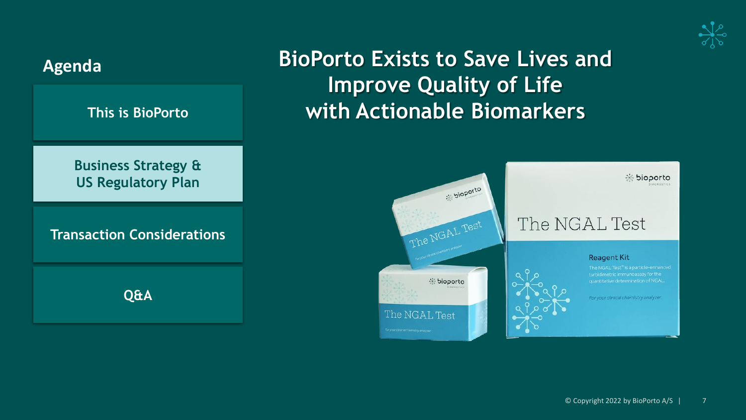## Agenda

- This is BioPorto
- **Business Strategy & US Regulatory Plan**
- Transaction Considerations
- Q&A

# BioPorto Exists to Save Lives and Improve Quality of Life with Actionable Biomarkers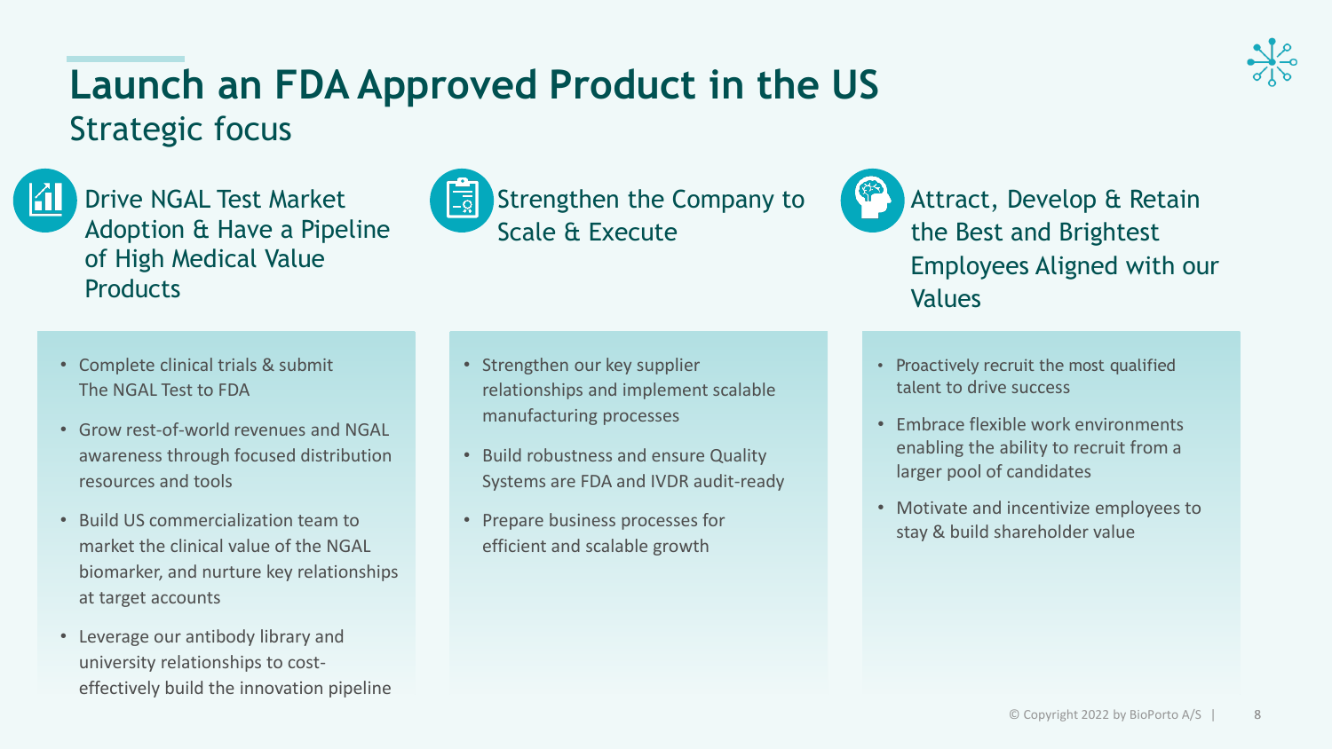# Launch an FDA Approved Product in the US

## Strategic focus

### Drive NGAL Test Market Adoption & Have a Pipeline of High Medical Value Products

- Complete clinical trials & submit The NGAL Test to FDA
- Grow rest-of-world revenues and NGAL awareness through focused distribution resources and tools
- Build US commercialization team to market the clinical value of the NGAL biomarker, and nurture key relationships at target accounts
- Leverage our antibody library and university relationships to cost-effectively build the innovation pipeline

### Strengthen the Company to Scale & Execute

- Strengthen our key supplier relationships and implement scalable manufacturing processes
- Build robustness and ensure Quality Systems are FDA and IVDR audit-ready
- Prepare business processes for efficient and scalable growth

### Attract, Develop & Retain the Best and Brightest Employees Aligned with our Values

- Proactively recruit the most qualified talent to drive success
- Embrace flexible work environments enabling the ability to recruit from a larger pool of candidates
- Motivate and incentivize employees to stay & build shareholder value

© Copyright 2022 by BioPorto A/S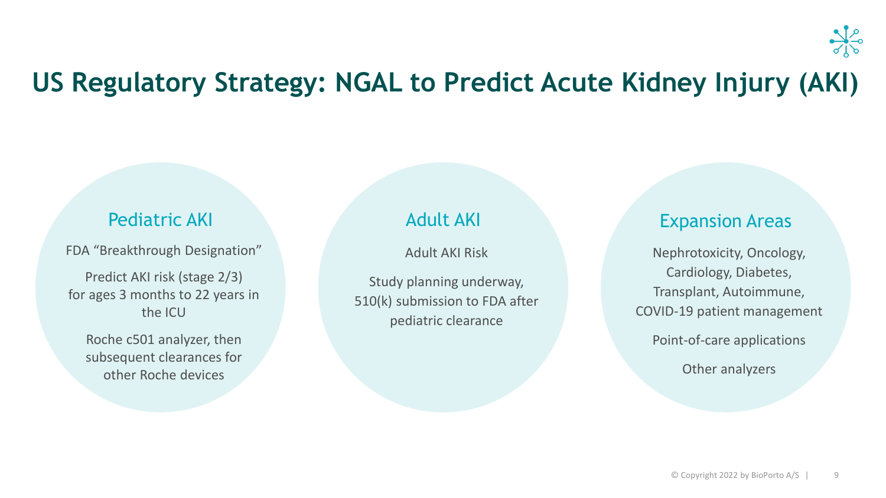# US Regulatory Strategy: NGAL to Predict Acute Kidney Injury (AKI)

## Pediatric AKI

FDA “Breakthrough Designation”

Predict AKI risk (stage 2/3) for ages 3 months to 22 years in the ICU

Roche c501 analyzer, then subsequent clearances for other Roche devices

## Adult AKI

Adult AKI Risk

Study planning underway, 510(k) submission to FDA after pediatric clearance

## Expansion Areas

Nephrotoxicity, Oncology, Cardiology, Diabetes, Transplant, Autoimmune, COVID-19 patient management

Point-of-care applications

Other analyzers

© Copyright 2022 by BioPorto A/S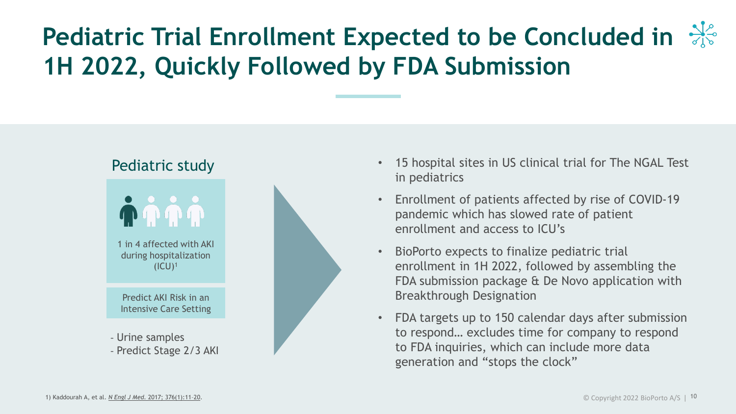# Pediatric Trial Enrollment Expected to be Concluded in 1H 2022, Quickly Followed by FDA Submission

## Pediatric study

1 in 4 affected with AKI during hospitalization (ICU)[1]

Predict AKI Risk in an Intensive Care Setting

- Urine samples
- Predict Stage 2/3 AKI

- 15 hospital sites in US clinical trial for The NGAL Test in pediatrics
- Enrollment of patients affected by rise of COVID-19 pandemic which has slowed rate of patient enrollment and access to ICU's
- BioPorto expects to finalize pediatric trial enrollment in 1H 2022, followed by assembling the FDA submission package & De Novo application with Breakthrough Designation
- FDA targets up to 150 calendar days after submission to respond… excludes time for company to respond to FDA inquiries, which can include more data generation and "stops the clock"

1) Kaddourah A, et al. *N Engl J Med.* 2017; 376(1):11-20.

© Copyright 2022 BioPorto A/S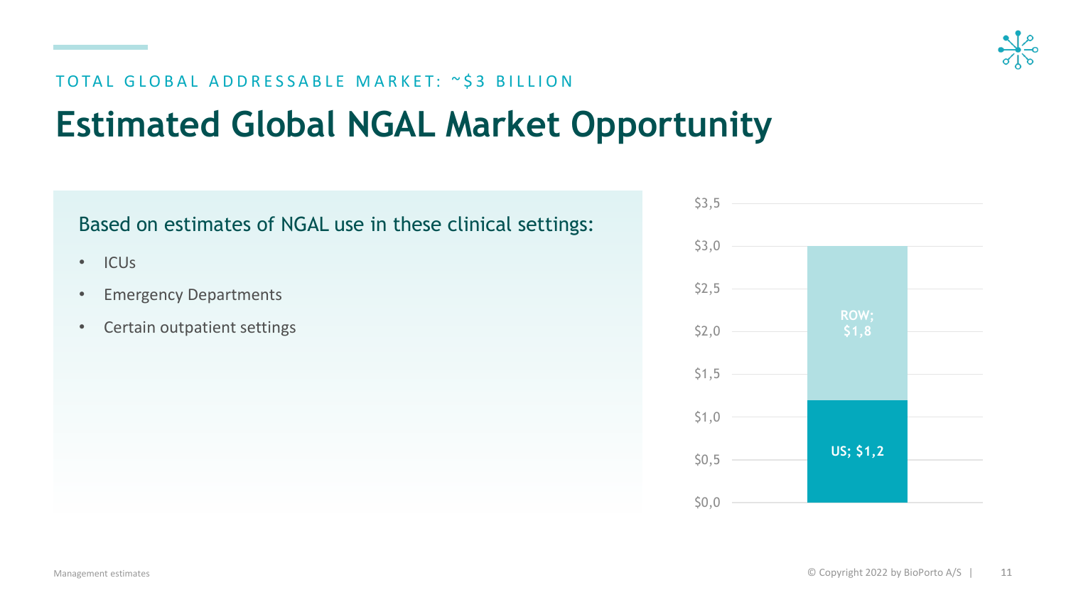TOTAL GLOBAL ADDRESSABLE MARKET: ~$3 BILLION

# Estimated Global NGAL Market Opportunity

Based on estimates of NGAL use in these clinical settings:

- ICUs
- Emergency Departments
- Certain outpatient settings

| Region | Value |
|---|---|
| US | $1,2 |
| ROW | $1,8 |

Management estimates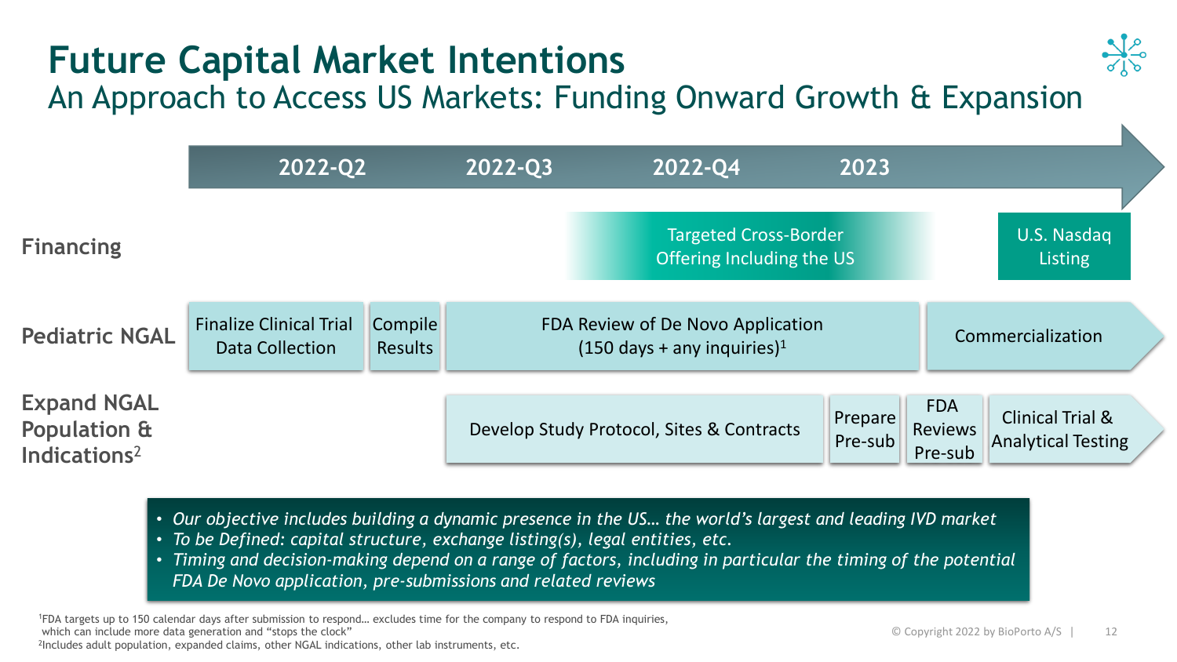# Future Capital Market Intentions

## An Approach to Access US Markets: Funding Onward Growth & Expansion

| | 2022-Q2 | 2022-Q3 | 2022-Q4 | 2023 | |
|---|---|---|---|---|---|
| **Financing** | | | Targeted Cross-Border Offering Including the US | | U.S. Nasdaq Listing |
| **Pediatric NGAL** | Finalize Clinical Trial Data Collection; Compile Results | FDA Review of De Novo Application (150 days + any inquiries)[1] | | Commercialization | |
| **Expand NGAL Population & Indications**[2] | | Develop Study Protocol, Sites & Contracts | | Prepare Pre-sub; FDA Reviews Pre-sub | Clinical Trial & Analytical Testing |

- *Our objective includes building a dynamic presence in the US… the world's largest and leading IVD market*
- *To be Defined: capital structure, exchange listing(s), legal entities, etc.*
- *Timing and decision-making depend on a range of factors, including in particular the timing of the potential FDA De Novo application, pre-submissions and related reviews*

[1]FDA targets up to 150 calendar days after submission to respond… excludes time for the company to respond to FDA inquiries, which can include more data generation and "stops the clock"

[2]Includes adult population, expanded claims, other NGAL indications, other lab instruments, etc.

© Copyright 2022 by BioPorto A/S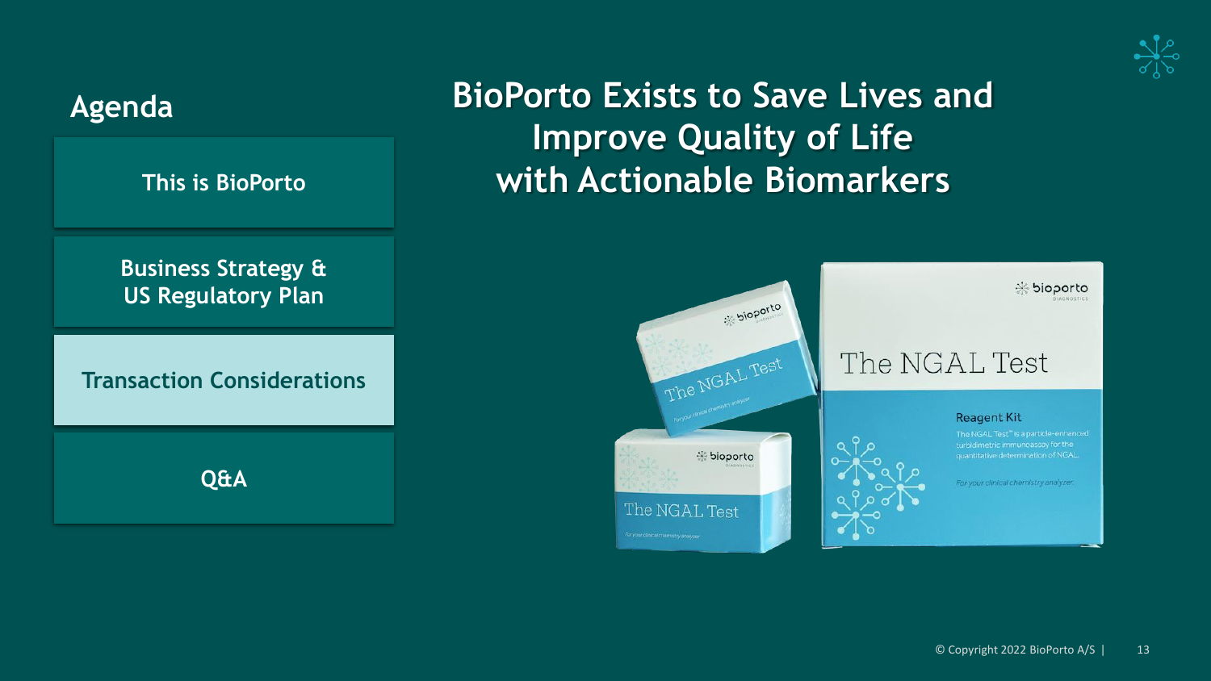## Agenda

- This is BioPorto
- Business Strategy & US Regulatory Plan
- **Transaction Considerations**
- Q&A

# BioPorto Exists to Save Lives and Improve Quality of Life with Actionable Biomarkers

© Copyright 2022 BioPorto A/S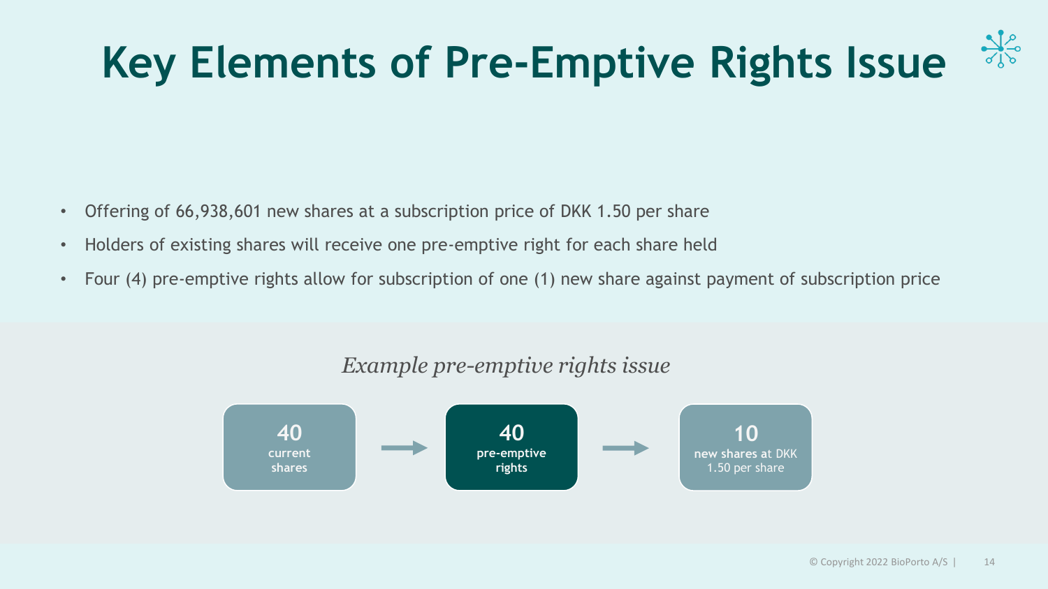# Key Elements of Pre-Emptive Rights Issue

- Offering of 66,938,601 new shares at a subscription price of DKK 1.50 per share
- Holders of existing shares will receive one pre-emptive right for each share held
- Four (4) pre-emptive rights allow for subscription of one (1) new share against payment of subscription price

*Example pre-emptive rights issue*

**40** current shares → **40** pre-emptive rights → **10** new shares at DKK 1.50 per share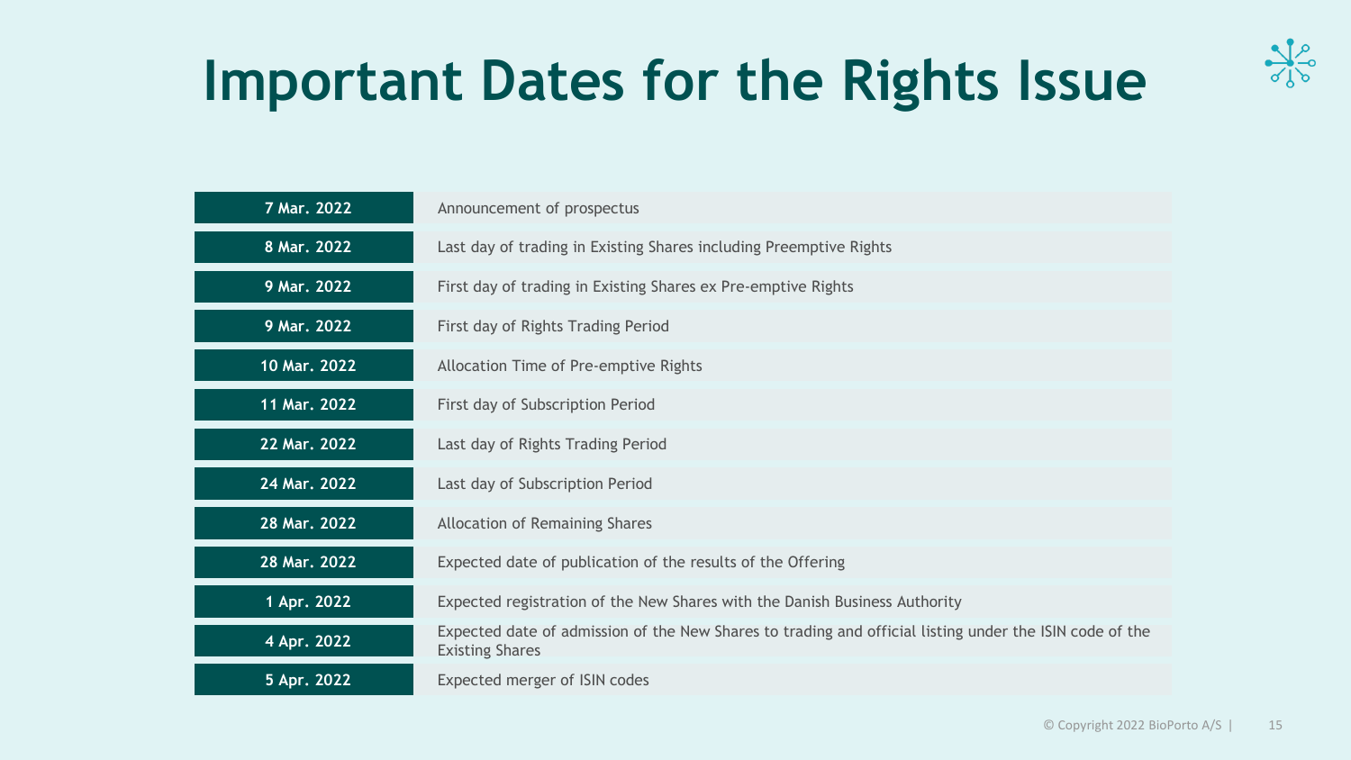# Important Dates for the Rights Issue

| Date | Event |
|---|---|
| 7 Mar. 2022 | Announcement of prospectus |
| 8 Mar. 2022 | Last day of trading in Existing Shares including Preemptive Rights |
| 9 Mar. 2022 | First day of trading in Existing Shares ex Pre-emptive Rights |
| 9 Mar. 2022 | First day of Rights Trading Period |
| 10 Mar. 2022 | Allocation Time of Pre-emptive Rights |
| 11 Mar. 2022 | First day of Subscription Period |
| 22 Mar. 2022 | Last day of Rights Trading Period |
| 24 Mar. 2022 | Last day of Subscription Period |
| 28 Mar. 2022 | Allocation of Remaining Shares |
| 28 Mar. 2022 | Expected date of publication of the results of the Offering |
| 1 Apr. 2022 | Expected registration of the New Shares with the Danish Business Authority |
| 4 Apr. 2022 | Expected date of admission of the New Shares to trading and official listing under the ISIN code of the Existing Shares |
| 5 Apr. 2022 | Expected merger of ISIN codes |

© Copyright 2022 BioPorto A/S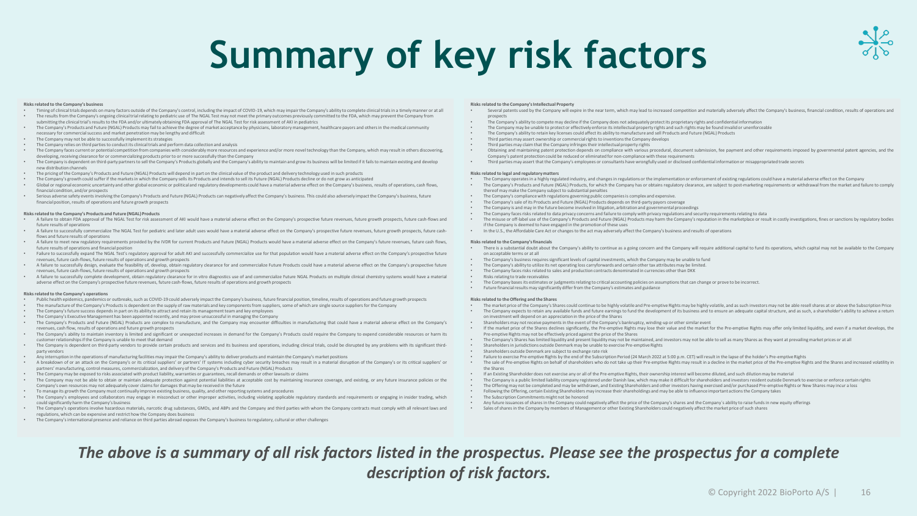# Summary of key risk factors

**Risks related to the Company's business**

- Timing of clinical trials depends on many factors outside of the Company's control, including the impact of COVID-19, which may impair the Company's ability to complete clinical trials in a timely manner or at all
- The results from the Company's ongoing clinical trial relating to pediatric use of The NGAL Test may not meet the primary outcomes previously committed to the FDA, which may prevent the Company from submitting the clinical trial's results to the FDA and/or ultimately obtaining FDA approval of The NGAL Test for risk assessment of AKI in pediatrics
- The Company's Products and Future (NGAL) Products may fail to achieve the degree of market acceptance by physicians, laboratory management, healthcare payors and others in the medical community necessary for commercial success and market penetration may be lengthy and difficult
- The Company may not be able to successfully implement its strategies
- The Company relies on third parties to conduct its clinical trials and perform data collection and analysis
- The Company faces current or potential competition from companies with considerably more resources and experience and/or more novel technology than the Company, which may result in others discovering, developing, receiving clearance for or commercializing products prior to or more successfully than the Company
- The Company is dependent on third-party partners to sell the Company's Products globally and the Company's ability to maintain and grow its business will be limited if it fails to maintain existing and develop new distribution channels
- The pricing of the Company's Products and Future (NGAL) Products will depend in part on the clinical value of the product and delivery technology used in such products
- The Company's growth could suffer if the markets in which the Company sells its Products and intends to sell its Future (NGAL) Products decline or do not grow as anticipated
- Global or regional economic uncertainty and other global economic or political and regulatory developments could have a material adverse effect on the Company's business, results of operations, cash flows, financial condition, and/or prospects
- Serious adverse safety events involving the Company's Products and Future (NGAL) Products can negatively affect the Company's business. This could also adversely impact the Company's business, future financial position, results of operations and future growth prospects

**Risks related to the Company's Products and Future (NGAL) Products**

- A failure to obtain FDA approval of The NGAL Test for risk assessment of AKI would have a material adverse effect on the Company's prospective future revenues, future growth prospects, future cash-flows and future results of operations
- A failure to successfully commercialize The NGAL Test for pediatric and later adult uses would have a material adverse effect on the Company's prospective future revenues, future growth prospects, future cash-flows and future results of operations
- A failure to meet new regulatory requirements provided by the IVDR for current Products and Future (NGAL) Products would have a material adverse effect on the Company's future revenues, future cash flows, future results of operations and financial position
- Failure to successfully expand The NGAL Test's regulatory approval for adult AKI and successfully commercialize use for that population would have a material adverse effect on the Company's prospective future revenues, future cash-flows, future results of operations and growth prospects
- A failure to successfully design, evaluate the feasibility of, develop, obtain regulatory clearance for and commercialize Future Products could have a material adverse effect on the Company's prospective future revenues, future cash-flows, future results of operations and growth prospects
- A failure to successfully complete development, obtain regulatory clearance for in vitro diagnostics use of and commercialize Future NGAL Products on multiple clinical chemistry systems would have a material adverse effect on the Company's prospective future revenues, future cash-flows, future results of operations and growth prospects

**Risks related to the Company's operations**

- Public health epidemics, pandemics or outbreaks, such as COVID-19 could adversely impact the Company's business, future financial position, timeline, results of operations and future growth prospects
- The manufacture of the Company's Products is dependent on the supply of raw materials and key components from suppliers, some of which are single source suppliers for the Company
- The Company's future success depends in part on its ability to attract and retain its management team and key employees
- The Company's Executive Management has been appointed recently, and may prove unsuccessful in managing the Company
- The Company's Products and Future (NGAL) Products are complex to manufacture, and the Company may encounter difficulties in manufacturing that could have a material adverse effect on the Company's revenues, cash flow, results of operations and future growth prospects
- The Company's ability to maintain inventory is limited and significant or unexpected increases in demand for the Company's Products could require the Company to expend considerable resources or harm its customer relationships if the Company is unable to meet that demand
- The Company is dependent on third-party vendors to provide certain products and services and its business and operations, including clinical trials, could be disrupted by any problems with its significant third-party vendors
- Any interruption in the operations of manufacturing facilities may impair the Company's ability to deliver products and maintain the Company's market positions
- A breakdown of or an attack on the Company's or its critical suppliers' or partners' IT systems including cyber security breaches may result in a material disruption of the Company's or its critical suppliers' or partners' manufacturing, control measures, commercialization, and delivery of the Company's Products and Future (NGAL) Products
- The Company may be exposed to risks associated with product liability, warranties or guarantees, recall demands or other lawsuits or claims
- The Company may not be able to obtain or maintain adequate protection against potential liabilities at acceptable cost by maintaining insurance coverage, and existing, or any future insurance policies or the Company's own resources may not adequately cover claims for damages that may be received in the future
- To manage its growth the Company must continually improve existing business, quality, and other reporting systems and procedures
- The Company's employees and collaborators may engage in misconduct or other improper activities, including violating applicable regulatory standards and requirements or engaging in insider trading, which could significantly harm the Company's business
- The Company's operations involve hazardous materials, narcotic drug substances, GMOs, and ABPs and the Company and third parties with whom the Company contracts must comply with all relevant laws and regulations, which can be expensive and restrict how the Company does business
- The Company's international presence and reliance on third parties abroad exposes the Company's business to regulatory, cultural or other challenges

**Risks related to the Company's Intellectual Property**

- Several patents used by the Company will expire in the near term, which may lead to increased competition and materially adversely affect the Company's business, financial condition, results of operations and prospects
- The Company's ability to compete may decline if the Company does not adequately protect its proprietary rights and confidential information
- The Company may be unable to protect or effectively enforce its intellectual property rights and such rights may be found invalid or unenforceable
- The Company's ability to retain key licenses could affect its ability to manufacture and sell Products and Future (NGAL) Products
- Third parties may assert ownership or commercial rights to inventions the Company develops
- Third parties may claim that the Company infringes their intellectual property rights
- Obtaining and maintaining patent protection depends on compliance with various procedural, document submission, fee payment and other requirements imposed by governmental patent agencies, and the Company's patent protection could be reduced or eliminated for non-compliance with these requirements
- Third parties may assert that the Company's employees or consultants have wrongfully used or disclosed confidential information or misappropriated trade secrets

**Risks related to legal and regulatory matters**

- The Company operates in a highly regulated industry, and changes in regulations or the implementation or enforcement of existing regulations could have a material adverse effect on the Company
- The Company's Products and Future (NGAL) Products, for which the Company has or obtains regulatory clearance, are subject to post-marketing requirements or withdrawal from the market and failure to comply thereof may make the Company subject to substantial penalties
- The Company's compliance with regulations governing public companies is complex and expensive.
- The Company's sale of its Products and Future (NGAL) Products depends on third-party payors coverage
- The Company is and may in the future become involved in litigation, arbitration and governmental proceedings
- The Company faces risks related to data privacy concerns and failure to comply with privacy regulations and security requirements relating to data
- The misuse or off-label use of the Company's Products and Future (NGAL) Products may harm the Company's reputation in the marketplace or result in costly investigations, fines or sanctions by regulatory bodies if the Company is deemed to have engaged in the promotion of these uses
- In the U.S., the Affordable Care Act or changes to the act may adversely affect the Company's business and results of operations

**Risks related to the Company's financials**

- There is a substantial doubt about the Company's ability to continue as a going concern and the Company will require additional capital to fund its operations, which capital may not be available to the Company on acceptable terms or at all
- The Company's business requires significant levels of capital investments, which the Company may be unable to fund
- The Company's ability to utilize its net operating loss carryforwards and certain other tax attributes may be limited.
- The Company faces risks related to sales and production contracts denominated in currencies other than DKK
- Risks relating to trade receivables
- The Company bases its estimates or judgments relating to critical accounting policies on assumptions that can change or prove to be incorrect.
- Future financial results may significantly differ from the Company's estimates and guidance

**Risks related to the Offering and the Shares**

- The market price of the Company's Shares could continue to be highly volatile and Pre-emptive Rights may be highly volatile, and as such investors may not be able resell shares at or above the Subscription Price
- The Company expects to retain any available funds and future earnings to fund the development of its business and to ensure an adequate capital structure, and as such, a shareholder's ability to achieve a return on investment will depend on an appreciation in the price of the Shares
- Shareholders may not receive payments in the event of the Company's bankruptcy, winding-up or other similar event
- If the market price of the Shares declines significantly, the Pre-emptive Rights may lose their value and the market for the Pre-emptive Rights may offer only limited liquidity, and even if a market develops, the Pre-emptive Rights may not be effectively priced against the price of the Shares
- The Company's Shares has limited liquidity and present liquidity may not be maintained, and investors may not be able to sell as many Shares as they want at prevailing market prices or at all
- Shareholders in jurisdictions outside Denmark may be unable to exercise Pre-emptive Rights
- Shareholders outside Denmark are subject to exchange rate risk
- Failure to exercise Pre-emptive Rights by the end of the Subscription Period (24 March 2022 at 5:00 p.m. CET) will result in the lapse of the holder's Pre-emptive Rights
- The sale of Pre-emptive Rights on behalf of shareholders who do not take up their Pre-emptive Rights may result in a decline in the market price of the Pre-emptive Rights and the Shares and increased volatility in the Shares
- If an Existing Shareholder does not exercise any or all of the Pre-emptive Rights, their ownership interest will become diluted, and such dilution may be material
- The Company is a public limited liability company registered under Danish law, which may make it difficult for shareholders and investors resident outside Denmark to exercise certain rights
- The Offering may not be completed and may be withdrawn, and Existing Shareholders and other investors having exercised and/or purchased Pre-emptive Rights or New Shares may incur a loss
- Following the Offering, certain Existing Shareholders may increase their shareholdings and may be able to influence important actions the Company takes
- The Subscription Commitments might not be honored
- Any future issuances of shares in the Company could negatively affect the price of the Company's shares and the Company's ability to raise funds in new equity offerings
- Sales of shares in the Company by members of Management or other Existing Shareholders could negatively affect the market price of such shares

***The above is a summary of all risk factors listed in the prospectus. Please see the prospectus for a complete description of risk factors.***

© Copyright 2022 BioPorto A/S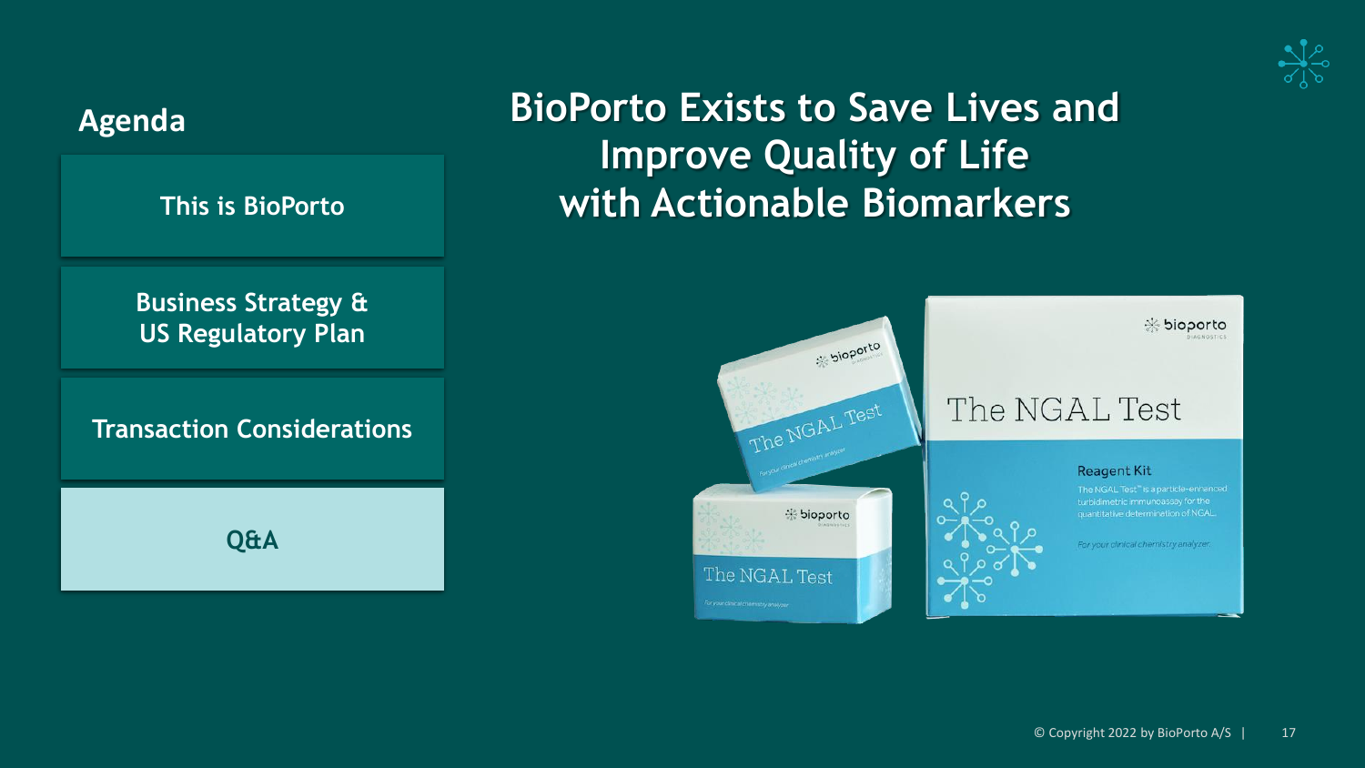## Agenda

- This is BioPorto
- Business Strategy & US Regulatory Plan
- Transaction Considerations
- **Q&A**

# BioPorto Exists to Save Lives and Improve Quality of Life with Actionable Biomarkers

© Copyright 2022 by BioPorto A/S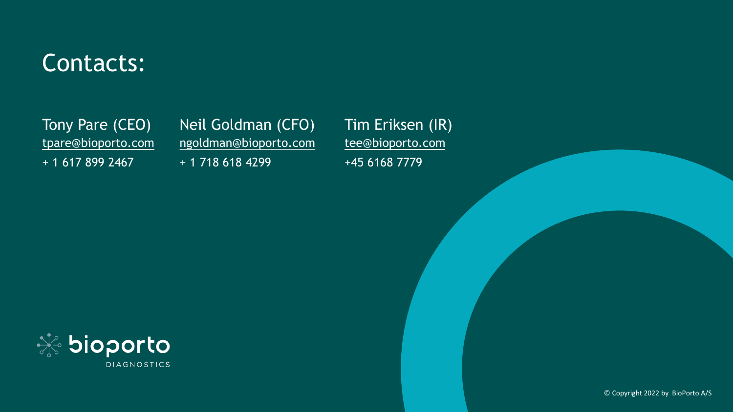# Contacts:

Tony Pare (CEO)
tpare@bioporto.com
+ 1 617 899 2467

Neil Goldman (CFO)
ngoldman@bioporto.com
+ 1 718 618 4299

Tim Eriksen (IR)
tee@bioporto.com
+45 6168 7779

bioporto DIAGNOSTICS

© Copyright 2022 by BioPorto A/S